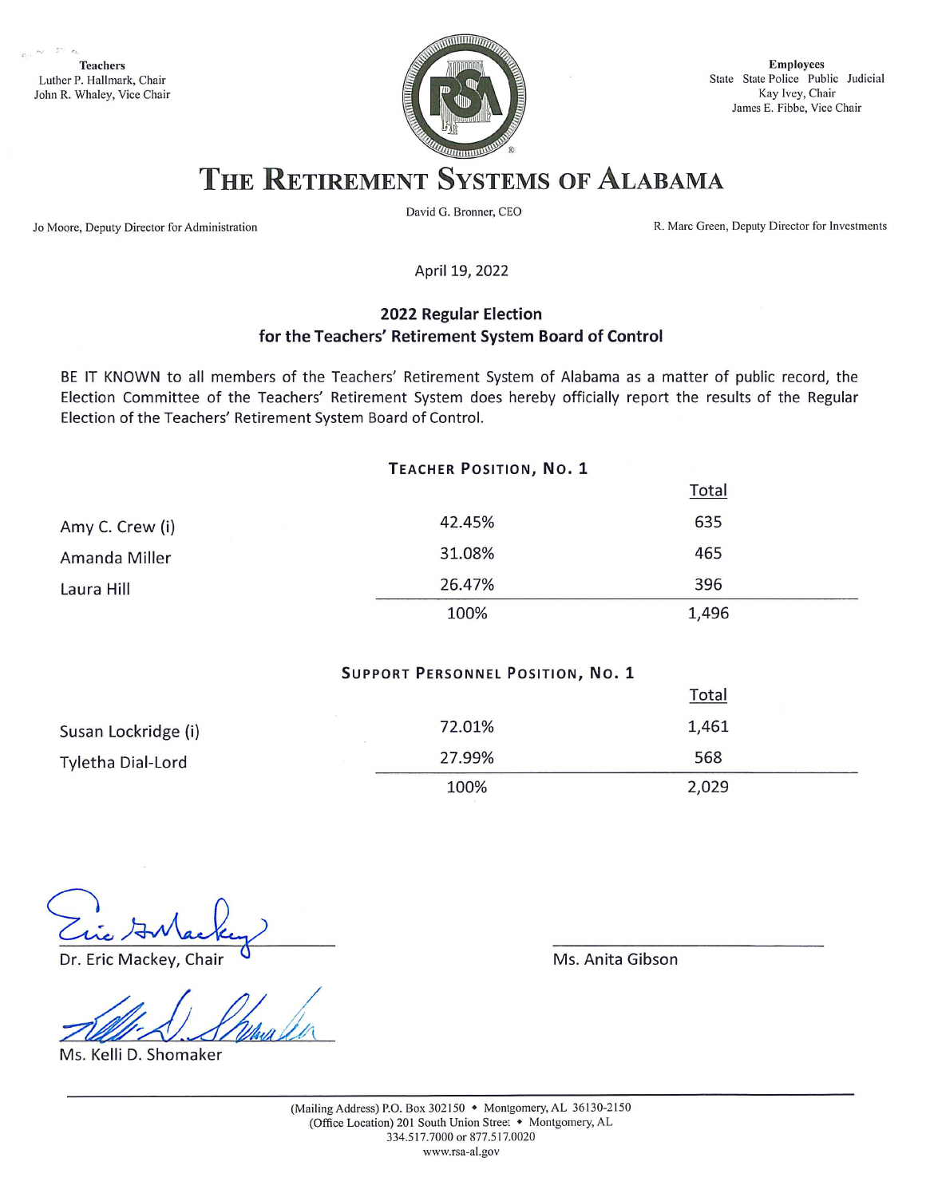**Teachers**
Luther P. Hallmark, Chair
John R. Whaley, Vice Chair

**Employees**
State State Police Public Judicial
Kay Ivey, Chair
James E. Fibbe, Vice Chair

# THE RETIREMENT SYSTEMS OF ALABAMA

David G. Bronner, CEO

Jo Moore, Deputy Director for Administration

R. Marc Green, Deputy Director for Investments

April 19, 2022

**2022 Regular Election**
**for the Teachers' Retirement System Board of Control**

BE IT KNOWN to all members of the Teachers' Retirement System of Alabama as a matter of public record, the Election Committee of the Teachers' Retirement System does hereby officially report the results of the Regular Election of the Teachers' Retirement System Board of Control.

**TEACHER POSITION, NO. 1**

| | | Total |
|---|---|---|
| Amy C. Crew (i) | 42.45% | 635 |
| Amanda Miller | 31.08% | 465 |
| Laura Hill | 26.47% | 396 |
| | 100% | 1,496 |

**SUPPORT PERSONNEL POSITION, NO. 1**

| | | Total |
|---|---|---|
| Susan Lockridge (i) | 72.01% | 1,461 |
| Tyletha Dial-Lord | 27.99% | 568 |
| | 100% | 2,029 |

Dr. Eric Mackey, Chair

Ms. Anita Gibson

Ms. Kelli D. Shomaker

(Mailing Address) P.O. Box 302150 • Montgomery, AL 36130-2150
(Office Location) 201 South Union Street • Montgomery, AL
334.517.7000 or 877.517.0020
www.rsa-al.gov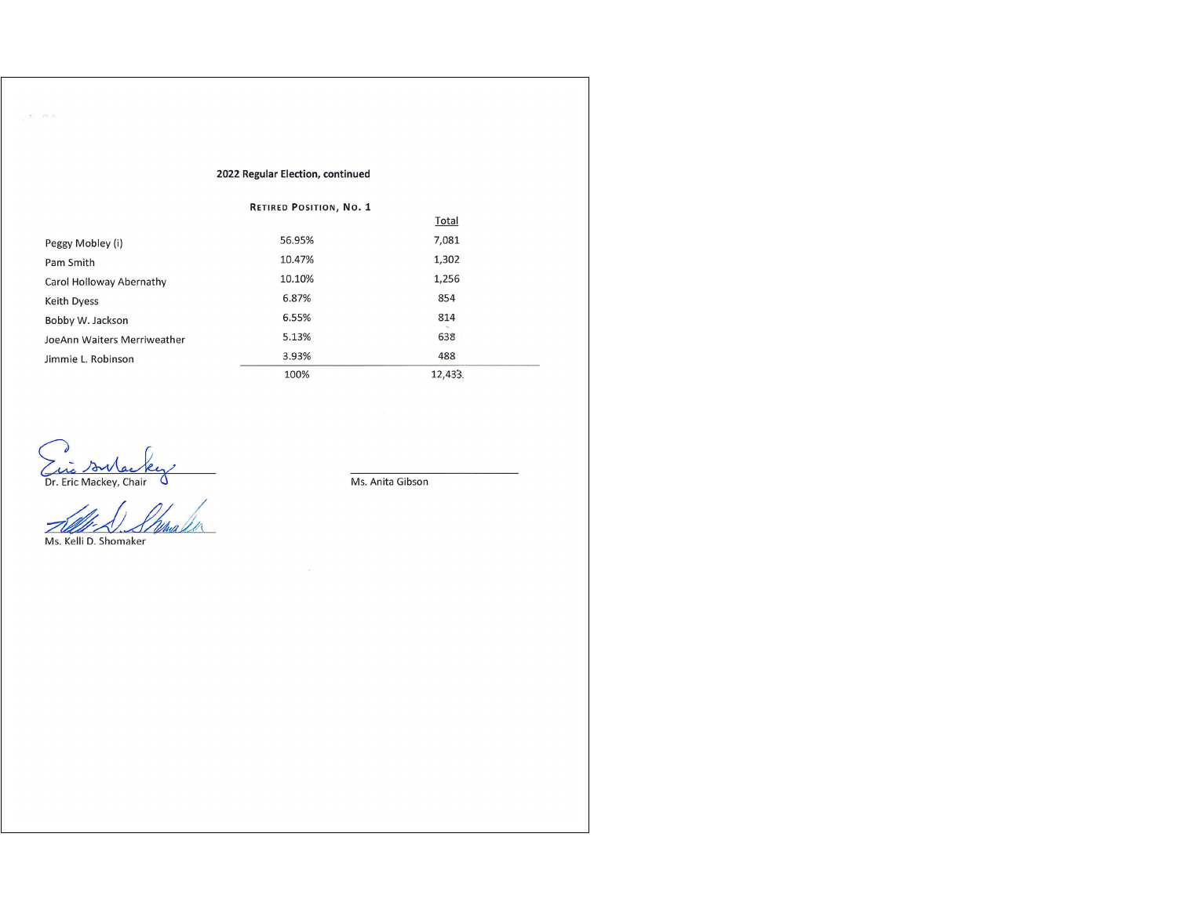2022 Regular Election, continued

**RETIRED POSITION, NO. 1**

| | | Total |
|---|---|---|
| Peggy Mobley (i) | 56.95% | 7,081 |
| Pam Smith | 10.47% | 1,302 |
| Carol Holloway Abernathy | 10.10% | 1,256 |
| Keith Dyess | 6.87% | 854 |
| Bobby W. Jackson | 6.55% | 814 |
| JoeAnn Waiters Merriweather | 5.13% | 638 |
| Jimmie L. Robinson | 3.93% | 488 |
| | 100% | 12,433 |

Dr. Eric Mackey, Chair

Ms. Anita Gibson

Ms. Kelli D. Shomaker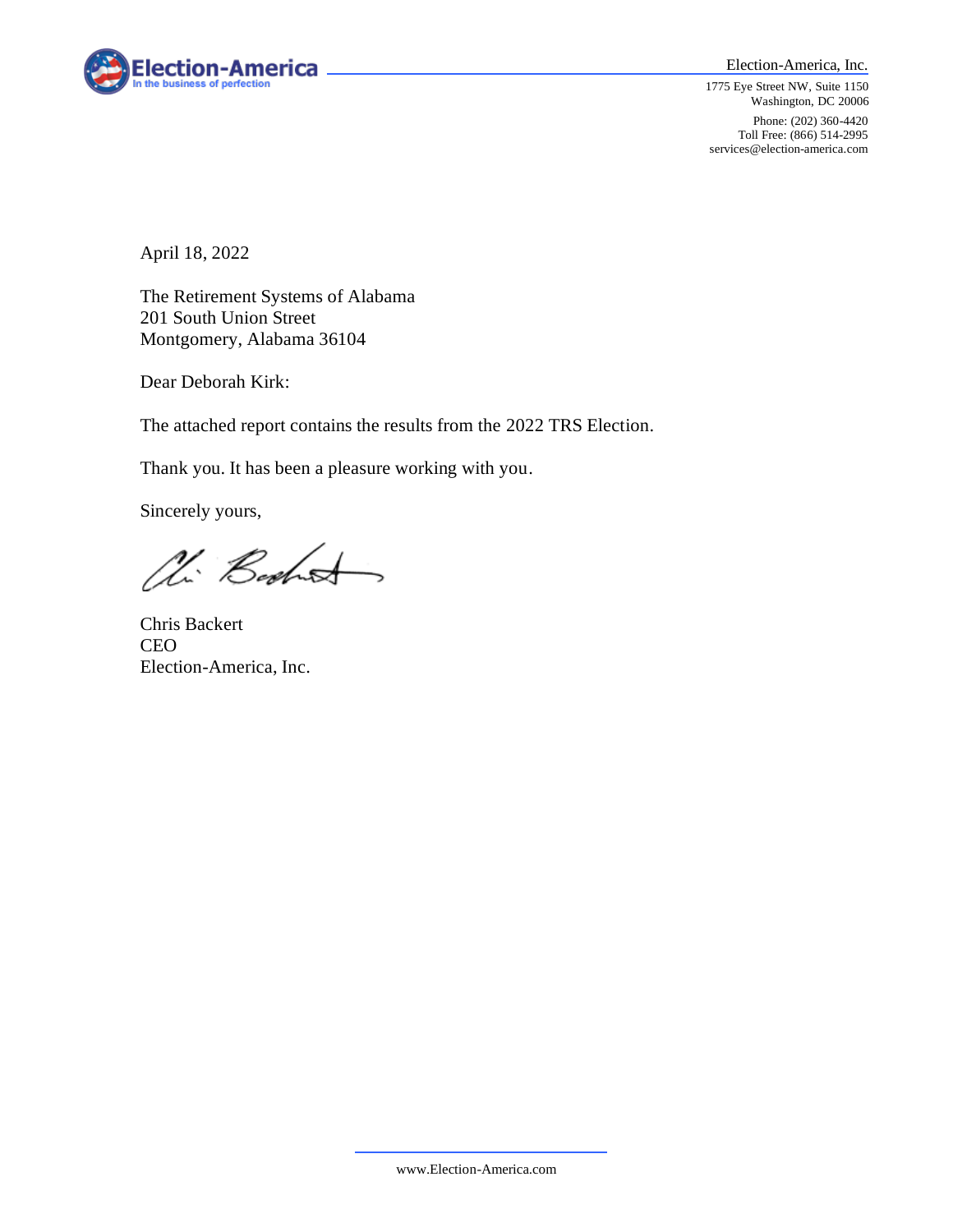Election-America, Inc.
1775 Eye Street NW, Suite 1150
Washington, DC 20006
Phone: (202) 360-4420
Toll Free: (866) 514-2995
services@election-america.com

April 18, 2022

The Retirement Systems of Alabama
201 South Union Street
Montgomery, Alabama 36104

Dear Deborah Kirk:

The attached report contains the results from the 2022 TRS Election.

Thank you. It has been a pleasure working with you.

Sincerely yours,

Chris Backert
CEO
Election-America, Inc.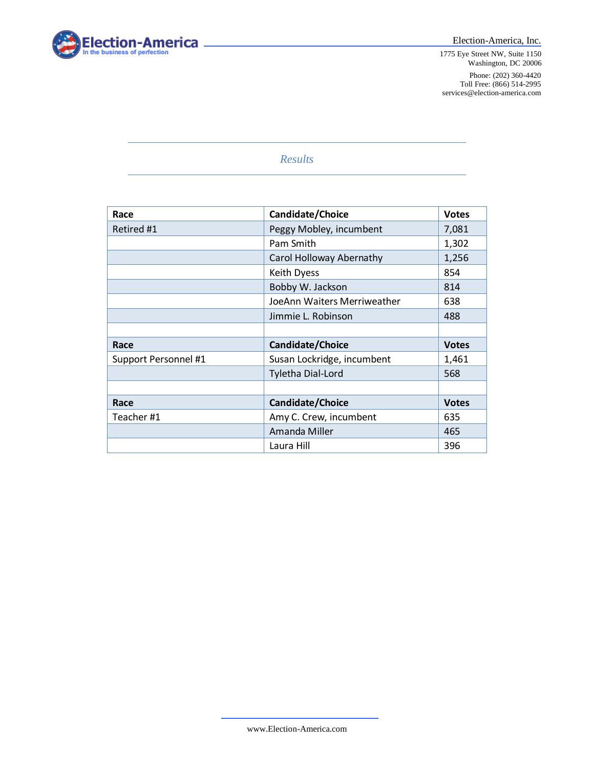*Results*

| Race | Candidate/Choice | Votes |
|---|---|---|
| Retired #1 | Peggy Mobley, incumbent | 7,081 |
| | Pam Smith | 1,302 |
| | Carol Holloway Abernathy | 1,256 |
| | Keith Dyess | 854 |
| | Bobby W. Jackson | 814 |
| | JoeAnn Waiters Merriweather | 638 |
| | Jimmie L. Robinson | 488 |
| | | |
| **Race** | **Candidate/Choice** | **Votes** |
| Support Personnel #1 | Susan Lockridge, incumbent | 1,461 |
| | Tyletha Dial-Lord | 568 |
| | | |
| **Race** | **Candidate/Choice** | **Votes** |
| Teacher #1 | Amy C. Crew, incumbent | 635 |
| | Amanda Miller | 465 |
| | Laura Hill | 396 |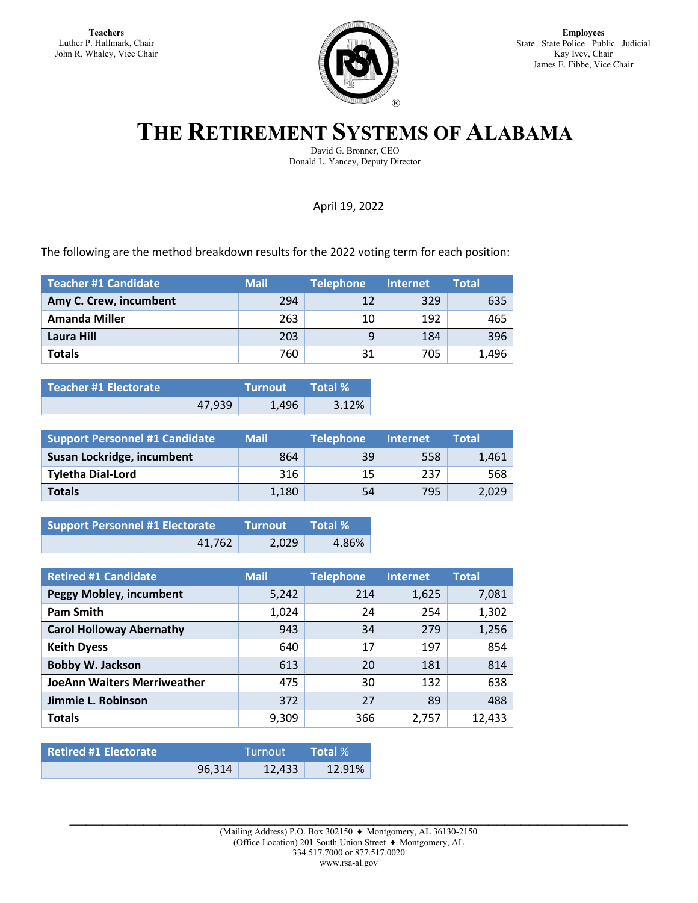**Teachers**
Luther P. Hallmark, Chair
John R. Whaley, Vice Chair

**Employees**
State State Police Public Judicial
Kay Ivey, Chair
James E. Fibbe, Vice Chair

# THE RETIREMENT SYSTEMS OF ALABAMA

David G. Bronner, CEO
Donald L. Yancey, Deputy Director

April 19, 2022

The following are the method breakdown results for the 2022 voting term for each position:

| Teacher #1 Candidate | Mail | Telephone | Internet | Total |
|---|---|---|---|---|
| **Amy C. Crew, incumbent** | 294 | 12 | 329 | 635 |
| **Amanda Miller** | 263 | 10 | 192 | 465 |
| **Laura Hill** | 203 | 9 | 184 | 396 |
| **Totals** | 760 | 31 | 705 | 1,496 |

| Teacher #1 Electorate | Turnout | Total % |
|---|---|---|
| 47,939 | 1,496 | 3.12% |

| Support Personnel #1 Candidate | Mail | Telephone | Internet | Total |
|---|---|---|---|---|
| **Susan Lockridge, incumbent** | 864 | 39 | 558 | 1,461 |
| **Tyletha Dial-Lord** | 316 | 15 | 237 | 568 |
| **Totals** | 1,180 | 54 | 795 | 2,029 |

| Support Personnel #1 Electorate | Turnout | Total % |
|---|---|---|
| 41,762 | 2,029 | 4.86% |

| Retired #1 Candidate | Mail | Telephone | Internet | Total |
|---|---|---|---|---|
| **Peggy Mobley, incumbent** | 5,242 | 214 | 1,625 | 7,081 |
| **Pam Smith** | 1,024 | 24 | 254 | 1,302 |
| **Carol Holloway Abernathy** | 943 | 34 | 279 | 1,256 |
| **Keith Dyess** | 640 | 17 | 197 | 854 |
| **Bobby W. Jackson** | 613 | 20 | 181 | 814 |
| **JoeAnn Waiters Merriweather** | 475 | 30 | 132 | 638 |
| **Jimmie L. Robinson** | 372 | 27 | 89 | 488 |
| **Totals** | 9,309 | 366 | 2,757 | 12,433 |

| Retired #1 Electorate | Turnout | Total % |
|---|---|---|
| 96,314 | 12,433 | 12.91% |

(Mailing Address) P.O. Box 302150 ♦ Montgomery, AL 36130-2150
(Office Location) 201 South Union Street ♦ Montgomery, AL
334.517.7000 or 877.517.0020
www.rsa-al.gov